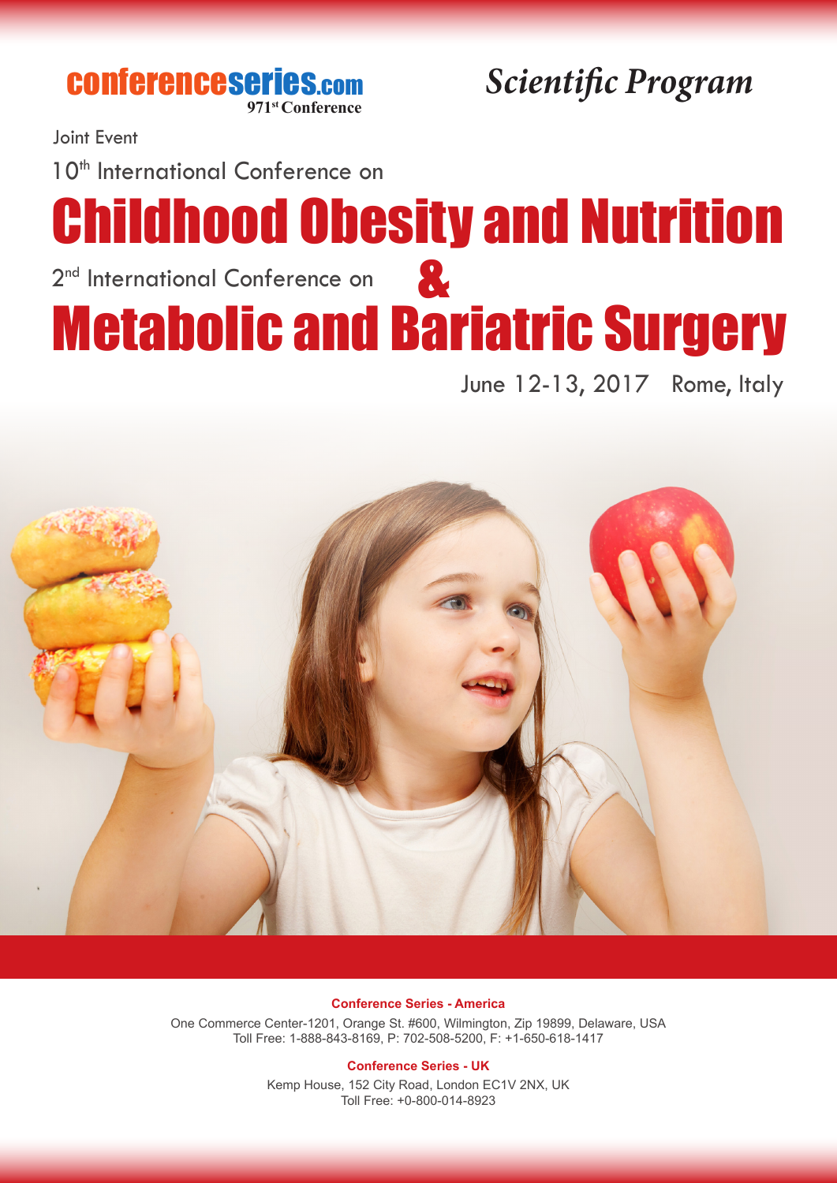conferenceseries.com
971st Conference

*Scientific Program*

Joint Event

10th International Conference on

# Childhood Obesity and Nutrition

&

2nd International Conference on

# Metabolic and Bariatric Surgery

June 12-13, 2017 Rome, Italy

**Conference Series - America**

One Commerce Center-1201, Orange St. #600, Wilmington, Zip 19899, Delaware, USA
Toll Free: 1-888-843-8169, P: 702-508-5200, F: +1-650-618-1417

**Conference Series - UK**

Kemp House, 152 City Road, London EC1V 2NX, UK
Toll Free: +0-800-014-8923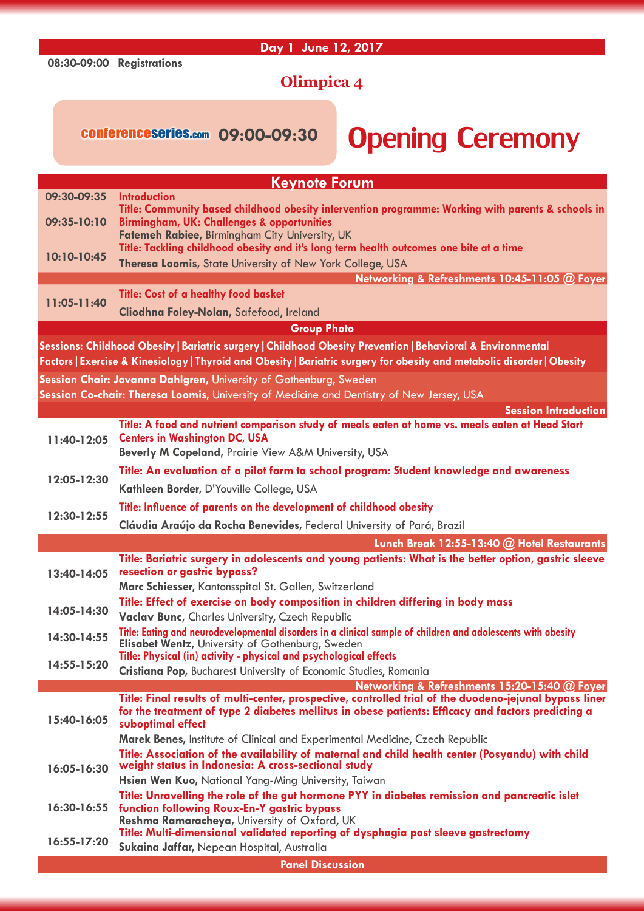## Day 1 June 12, 2017

**08:30-09:00 Registrations**

## Olimpica 4

**conferenceseries.com 09:00-09:30 Opening Ceremony**

### Keynote Forum

| Time | Details |
|---|---|
| 09:30-09:35 | **Introduction** |
| 09:35-10:10 | **Title: Community based childhood obesity intervention programme: Working with parents & schools in Birmingham, UK: Challenges & opportunities**<br>**Fatemeh Rabiee**, Birmingham City University, UK |
| 10:10-10:45 | **Title: Tackling childhood obesity and it's long term health outcomes one bite at a time**<br>**Theresa Loomis**, State University of New York College, USA |
| | **Networking & Refreshments 10:45-11:05 @ Foyer** |
| 11:05-11:40 | **Title: Cost of a healthy food basket**<br>**Cliodhna Foley-Nolan**, Safefood, Ireland |
| | **Group Photo** |

**Sessions: Childhood Obesity | Bariatric surgery | Childhood Obesity Prevention | Behavioral & Environmental Factors | Exercise & Kinesiology | Thyroid and Obesity | Bariatric surgery for obesity and metabolic disorder | Obesity**

**Session Chair: Jovanna Dahlgren**, University of Gothenburg, Sweden

**Session Co-chair: Theresa Loomis**, University of Medicine and Dentistry of New Jersey, USA

**Session Introduction**

| Time | Details |
|---|---|
| 11:40-12:05 | **Title: A food and nutrient comparison study of meals eaten at home vs. meals eaten at Head Start Centers in Washington DC, USA**<br>**Beverly M Copeland**, Prairie View A&M University, USA |
| 12:05-12:30 | **Title: An evaluation of a pilot farm to school program: Student knowledge and awareness**<br>**Kathleen Border**, D'Youville College, USA |
| 12:30-12:55 | **Title: Influence of parents on the development of childhood obesity**<br>**Cláudia Araújo da Rocha Benevides**, Federal University of Pará, Brazil |
| | **Lunch Break 12:55-13:40 @ Hotel Restaurants** |
| 13:40-14:05 | **Title: Bariatric surgery in adolescents and young patients: What is the better option, gastric sleeve resection or gastric bypass?**<br>**Marc Schiesser**, Kantonsspital St. Gallen, Switzerland |
| 14:05-14:30 | **Title: Effect of exercise on body composition in children differing in body mass**<br>**Vaclav Bunc**, Charles University, Czech Republic |
| 14:30-14:55 | **Title: Eating and neurodevelopmental disorders in a clinical sample of children and adolescents with obesity**<br>**Elisabet Wentz**, University of Gothenburg, Sweden |
| 14:55-15:20 | **Title: Physical (in) activity - physical and psychological effects**<br>**Cristiana Pop**, Bucharest University of Economic Studies, Romania |
| | **Networking & Refreshments 15:20-15:40 @ Foyer** |
| 15:40-16:05 | **Title: Final results of multi-center, prospective, controlled trial of the duodeno-jejunal bypass liner for the treatment of type 2 diabetes mellitus in obese patients: Efficacy and factors predicting a suboptimal effect**<br>**Marek Benes**, Institute of Clinical and Experimental Medicine, Czech Republic |
| 16:05-16:30 | **Title: Association of the availability of maternal and child health center (Posyandu) with child weight status in Indonesia: A cross-sectional study**<br>**Hsien Wen Kuo**, National Yang-Ming University, Taiwan |
| 16:30-16:55 | **Title: Unravelling the role of the gut hormone PYY in diabetes remission and pancreatic islet function following Roux-En-Y gastric bypass**<br>**Reshma Ramaracheya**, University of Oxford, UK |
| 16:55-17:20 | **Title: Multi-dimensional validated reporting of dysphagia post sleeve gastrectomy**<br>**Sukaina Jaffar**, Nepean Hospital, Australia |
| | **Panel Discussion** |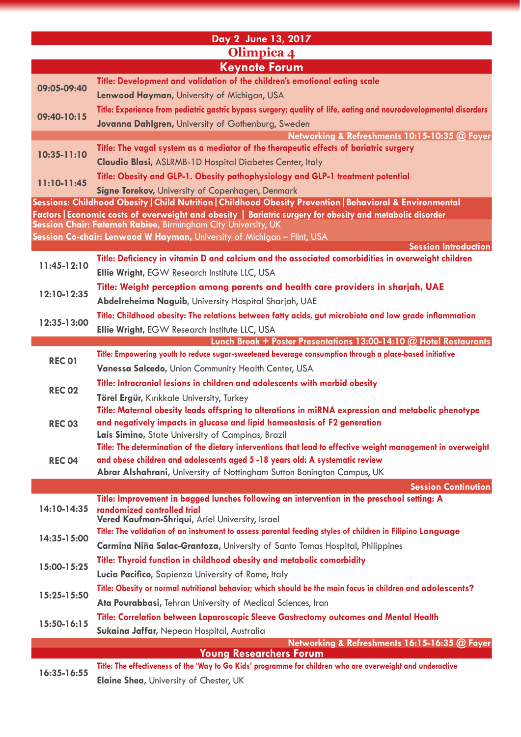## Day 2 June 13, 2017

## Olimpica 4

### Keynote Forum

| | |
|---|---|
| 09:05-09:40 | **Title: Development and validation of the children's emotional eating scale**<br>**Lenwood Hayman**, University of Michigan, USA |
| 09:40-10:15 | **Title: Experience from pediatric gastric bypass surgery; quality of life, eating and neurodevelopmental disorders**<br>**Jovanna Dahlgren**, University of Gothenburg, Sweden |
| | **Networking & Refreshments 10:15-10:35 @ Foyer** |
| 10:35-11:10 | **Title: The vagal system as a mediator of the therapeutic effects of bariatric surgery**<br>**Claudio Blasi**, ASLRMB-1D Hospital Diabetes Center, Italy |
| 11:10-11:45 | **Title: Obesity and GLP-1. Obesity pathophysiology and GLP-1 treatment potential**<br>**Signe Torekov**, University of Copenhagen, Denmark |

**Sessions: Childhood Obesity | Child Nutrition | Childhood Obesity Prevention | Behavioral & Environmental Factors | Economic costs of overweight and obesity | Bariatric surgery for obesity and metabolic disorder**

**Session Chair: Fatemeh Rabiee**, Birmingham City University, UK

**Session Co-chair: Lenwood W Hayman**, University of Michigan – Flint, USA

**Session Introduction**

| | |
|---|---|
| 11:45-12:10 | **Title: Deficiency in vitamin D and calcium and the associated comorbidities in overweight children**<br>**Ellie Wright**, EGW Research Institute LLC, USA |
| 12:10-12:35 | **Title: Weight perception among parents and health care providers in sharjah, UAE**<br>**Abdelreheima Naguib**, University Hospital Sharjah, UAE |
| 12:35-13:00 | **Title: Childhood obesity: The relations between fatty acids, gut microbiota and low grade inflammation**<br>**Ellie Wright**, EGW Research Institute LLC, USA |
| | **Lunch Break + Poster Presentations 13:00-14:10 @ Hotel Restaurants** |
| REC 01 | **Title: Empowering youth to reduce sugar-sweetened beverage consumption through a place-based initiative**<br>**Vanessa Salcedo**, Union Community Health Center, USA |
| REC 02 | **Title: Intracranial lesions in children and adolescents with morbid obesity**<br>**Törel Ergür**, Kırıkkale University, Turkey |
| REC 03 | **Title: Maternal obesity leads offspring to alterations in miRNA expression and metabolic phenotype and negatively impacts in glucose and lipid homeostasis of F2 generation**<br>**Laís Simino**, State University of Campinas, Brazil |
| REC 04 | **Title: The determination of the dietary interventions that lead to effective weight management in overweight and obese children and adolescents aged 5 -18 years old: A systematic review**<br>**Abrar Alshahrani**, University of Nottingham Sutton Bonington Campus, UK |
| | **Session Contintion** |
| 14:10-14:35 | **Title: Improvement in bagged lunches following an intervention in the preschool setting: A randomized controlled trial**<br>**Vered Kaufman-Shriqui**, Ariel University, Israel |
| 14:35-15:00 | **Title: The validation of an instrument to assess parental feeding styles of children in Filipino Language**<br>**Carmina Niña Salac-Grantoza**, University of Santo Tomas Hospital, Philippines |
| 15:00-15:25 | **Title: Thyroid function in childhood obesity and metabolic comorbidity**<br>**Lucia Pacifico**, Sapienza University of Rome, Italy |
| 15:25-15:50 | **Title: Obesity or normal nutritional behavior; which should be the main focus in children and adolescents?**<br>**Ata Pourabbasi**, Tehran University of Medical Sciences, Iran |
| 15:50-16:15 | **Title: Correlation between Laparoscopic Sleeve Gastrectomy outcomes and Mental Health**<br>**Sukaina Jaffar**, Nepean Hospital, Australia |
| | **Networking & Refreshments 16:15-16:35 @ Foyer** |

### Young Researchers Forum

| | |
|---|---|
| 16:35-16:55 | **Title: The effectiveness of the 'Way to Go Kids' programme for children who are overweight and underactive**<br>**Elaine Shea**, University of Chester, UK |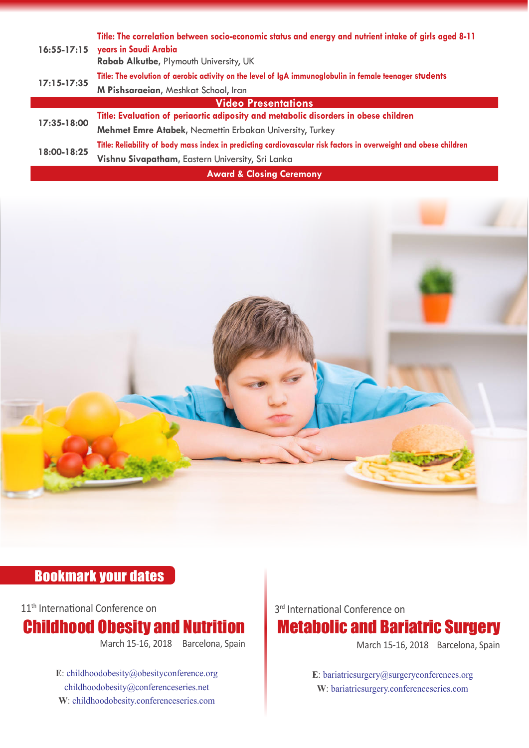| | |
|---|---|
| 16:55-17:15 | **Title: The correlation between socio-economic status and energy and nutrient intake of girls aged 8-11 years in Saudi Arabia**<br>**Rabab Alkutbe**, Plymouth University, UK |
| 17:15-17:35 | **Title: The evolution of aerobic activity on the level of IgA immunoglobulin in female teenager students**<br>**M Pishsaraeian**, Meshkat School, Iran |
| **Video Presentations** | |
| 17:35-18:00 | **Title: Evaluation of periaortic adiposity and metabolic disorders in obese children**<br>**Mehmet Emre Atabek**, Necmettin Erbakan University, Turkey |
| 18:00-18:25 | **Title: Reliability of body mass index in predicting cardiovascular risk factors in overweight and obese children**<br>**Vishnu Sivapatham**, Eastern University, Sri Lanka |
| **Award & Closing Ceremony** | |

## Bookmark your dates

11th International Conference on

### Childhood Obesity and Nutrition

March 15-16, 2018 Barcelona, Spain

**E**: childhoodobesity@obesityconference.org
childhoodobesity@conferenceseries.net
**W**: childhoodobesity.conferenceseries.com

3rd International Conference on

### Metabolic and Bariatric Surgery

March 15-16, 2018 Barcelona, Spain

**E**: bariatricsurgery@surgeryconferences.org
**W**: bariatricsurgery.conferenceseries.com